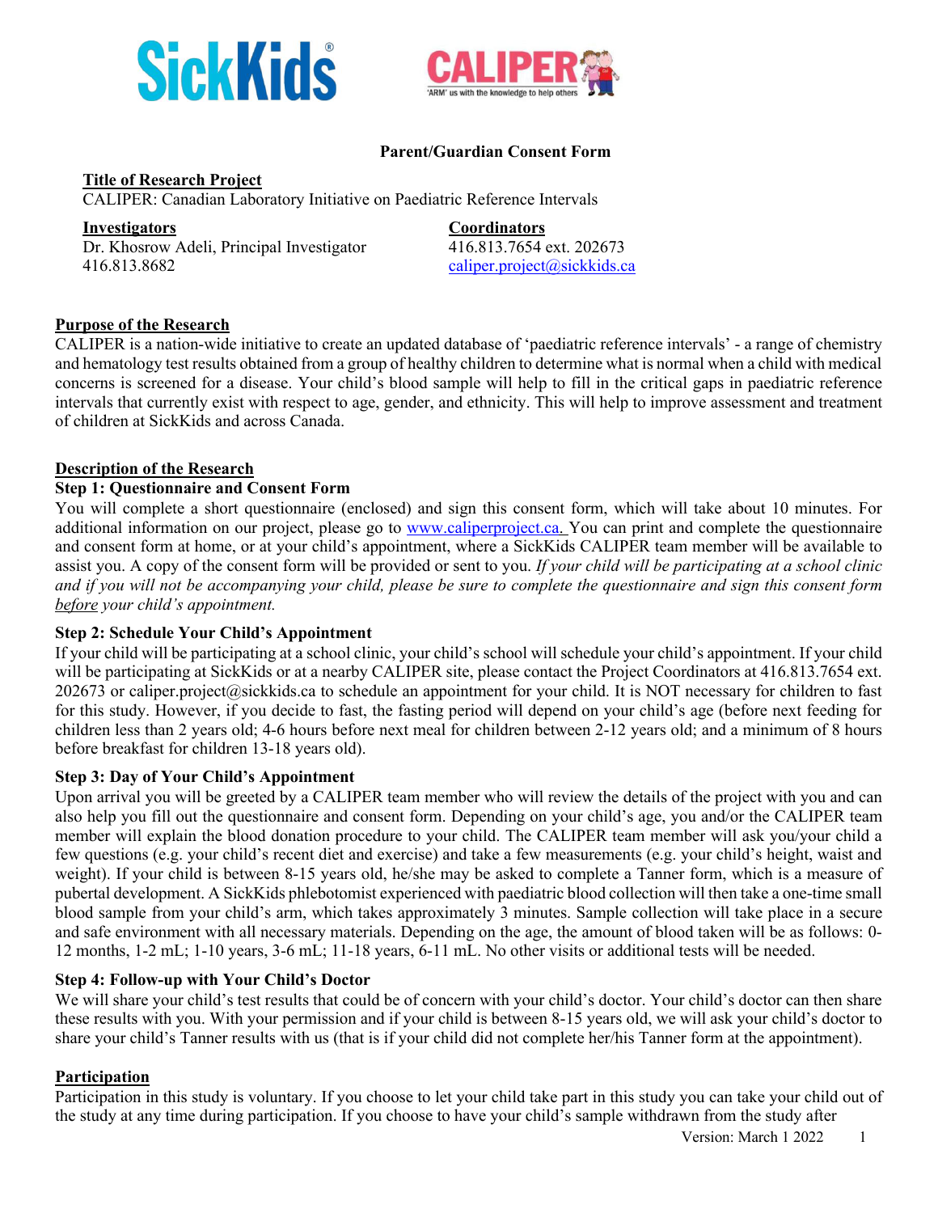**Parent/Guardian Consent Form**

**Title of Research Project**
CALIPER: Canadian Laboratory Initiative on Paediatric Reference Intervals

**Investigators**
Dr. Khosrow Adeli, Principal Investigator
416.813.8682

**Coordinators**
416.813.7654 ext. 202673
caliper.project@sickkids.ca

**Purpose of the Research**

CALIPER is a nation-wide initiative to create an updated database of 'paediatric reference intervals' - a range of chemistry and hematology test results obtained from a group of healthy children to determine what is normal when a child with medical concerns is screened for a disease. Your child's blood sample will help to fill in the critical gaps in paediatric reference intervals that currently exist with respect to age, gender, and ethnicity. This will help to improve assessment and treatment of children at SickKids and across Canada.

**Description of the Research**

**Step 1: Questionnaire and Consent Form**

You will complete a short questionnaire (enclosed) and sign this consent form, which will take about 10 minutes. For additional information on our project, please go to www.caliperproject.ca. You can print and complete the questionnaire and consent form at home, or at your child's appointment, where a SickKids CALIPER team member will be available to assist you. A copy of the consent form will be provided or sent to you. *If your child will be participating at a school clinic and if you will not be accompanying your child, please be sure to complete the questionnaire and sign this consent form before your child's appointment.*

**Step 2: Schedule Your Child's Appointment**

If your child will be participating at a school clinic, your child's school will schedule your child's appointment. If your child will be participating at SickKids or at a nearby CALIPER site, please contact the Project Coordinators at 416.813.7654 ext. 202673 or caliper.project@sickkids.ca to schedule an appointment for your child. It is NOT necessary for children to fast for this study. However, if you decide to fast, the fasting period will depend on your child's age (before next feeding for children less than 2 years old; 4-6 hours before next meal for children between 2-12 years old; and a minimum of 8 hours before breakfast for children 13-18 years old).

**Step 3: Day of Your Child's Appointment**

Upon arrival you will be greeted by a CALIPER team member who will review the details of the project with you and can also help you fill out the questionnaire and consent form. Depending on your child's age, you and/or the CALIPER team member will explain the blood donation procedure to your child. The CALIPER team member will ask you/your child a few questions (e.g. your child's recent diet and exercise) and take a few measurements (e.g. your child's height, waist and weight). If your child is between 8-15 years old, he/she may be asked to complete a Tanner form, which is a measure of pubertal development. A SickKids phlebotomist experienced with paediatric blood collection will then take a one-time small blood sample from your child's arm, which takes approximately 3 minutes. Sample collection will take place in a secure and safe environment with all necessary materials. Depending on the age, the amount of blood taken will be as follows: 0-12 months, 1-2 mL; 1-10 years, 3-6 mL; 11-18 years, 6-11 mL. No other visits or additional tests will be needed.

**Step 4: Follow-up with Your Child's Doctor**

We will share your child's test results that could be of concern with your child's doctor. Your child's doctor can then share these results with you. With your permission and if your child is between 8-15 years old, we will ask your child's doctor to share your child's Tanner results with us (that is if your child did not complete her/his Tanner form at the appointment).

**Participation**

Participation in this study is voluntary. If you choose to let your child take part in this study you can take your child out of the study at any time during participation. If you choose to have your child's sample withdrawn from the study after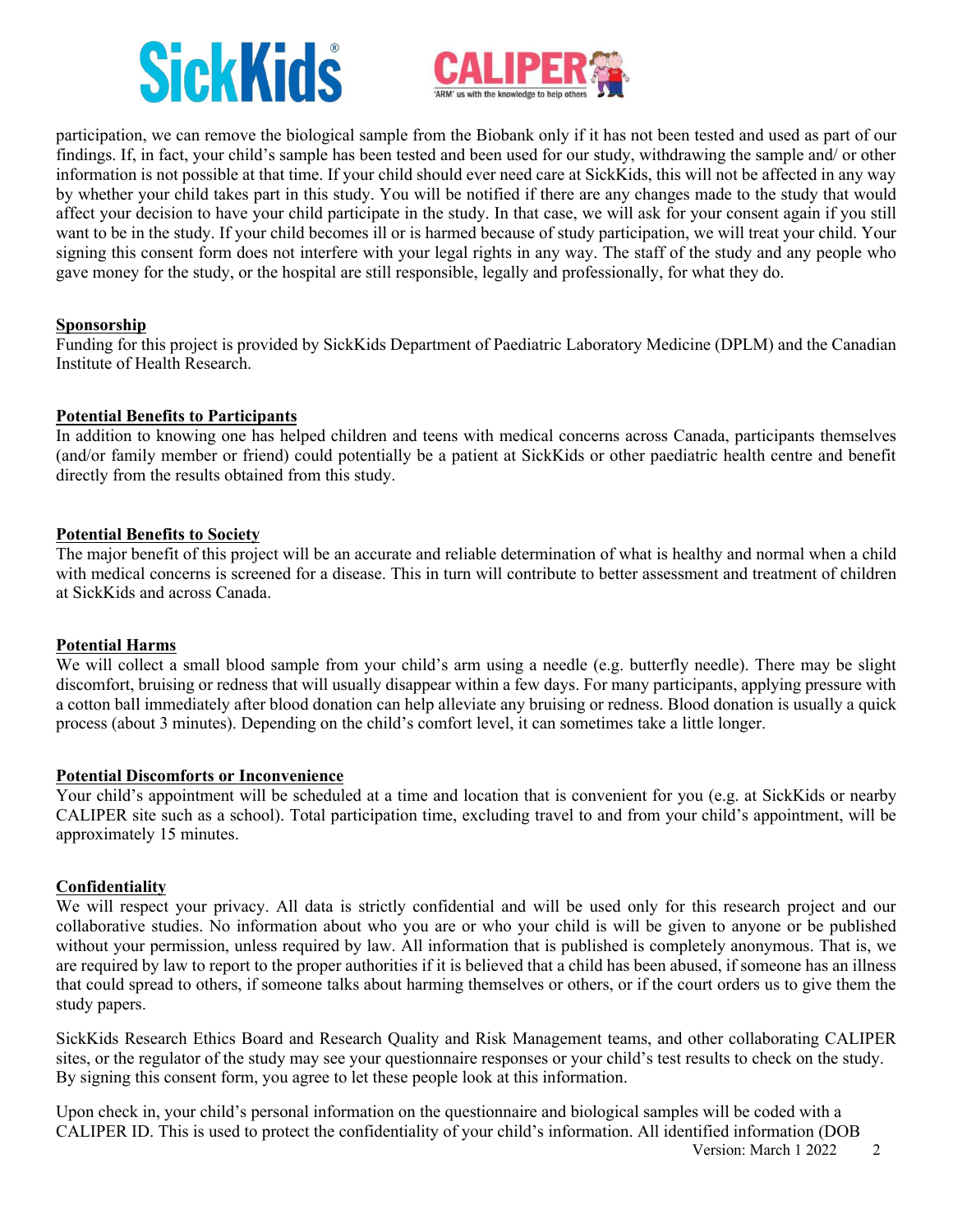participation, we can remove the biological sample from the Biobank only if it has not been tested and used as part of our findings. If, in fact, your child's sample has been tested and been used for our study, withdrawing the sample and/ or other information is not possible at that time. If your child should ever need care at SickKids, this will not be affected in any way by whether your child takes part in this study. You will be notified if there are any changes made to the study that would affect your decision to have your child participate in the study. In that case, we will ask for your consent again if you still want to be in the study. If your child becomes ill or is harmed because of study participation, we will treat your child. Your signing this consent form does not interfere with your legal rights in any way. The staff of the study and any people who gave money for the study, or the hospital are still responsible, legally and professionally, for what they do.

**Sponsorship**

Funding for this project is provided by SickKids Department of Paediatric Laboratory Medicine (DPLM) and the Canadian Institute of Health Research.

**Potential Benefits to Participants**

In addition to knowing one has helped children and teens with medical concerns across Canada, participants themselves (and/or family member or friend) could potentially be a patient at SickKids or other paediatric health centre and benefit directly from the results obtained from this study.

**Potential Benefits to Society**

The major benefit of this project will be an accurate and reliable determination of what is healthy and normal when a child with medical concerns is screened for a disease. This in turn will contribute to better assessment and treatment of children at SickKids and across Canada.

**Potential Harms**

We will collect a small blood sample from your child's arm using a needle (e.g. butterfly needle). There may be slight discomfort, bruising or redness that will usually disappear within a few days. For many participants, applying pressure with a cotton ball immediately after blood donation can help alleviate any bruising or redness. Blood donation is usually a quick process (about 3 minutes). Depending on the child's comfort level, it can sometimes take a little longer.

**Potential Discomforts or Inconvenience**

Your child's appointment will be scheduled at a time and location that is convenient for you (e.g. at SickKids or nearby CALIPER site such as a school). Total participation time, excluding travel to and from your child's appointment, will be approximately 15 minutes.

**Confidentiality**

We will respect your privacy. All data is strictly confidential and will be used only for this research project and our collaborative studies. No information about who you are or who your child is will be given to anyone or be published without your permission, unless required by law. All information that is published is completely anonymous. That is, we are required by law to report to the proper authorities if it is believed that a child has been abused, if someone has an illness that could spread to others, if someone talks about harming themselves or others, or if the court orders us to give them the study papers.

SickKids Research Ethics Board and Research Quality and Risk Management teams, and other collaborating CALIPER sites, or the regulator of the study may see your questionnaire responses or your child's test results to check on the study. By signing this consent form, you agree to let these people look at this information.

Upon check in, your child's personal information on the questionnaire and biological samples will be coded with a CALIPER ID. This is used to protect the confidentiality of your child's information. All identified information (DOB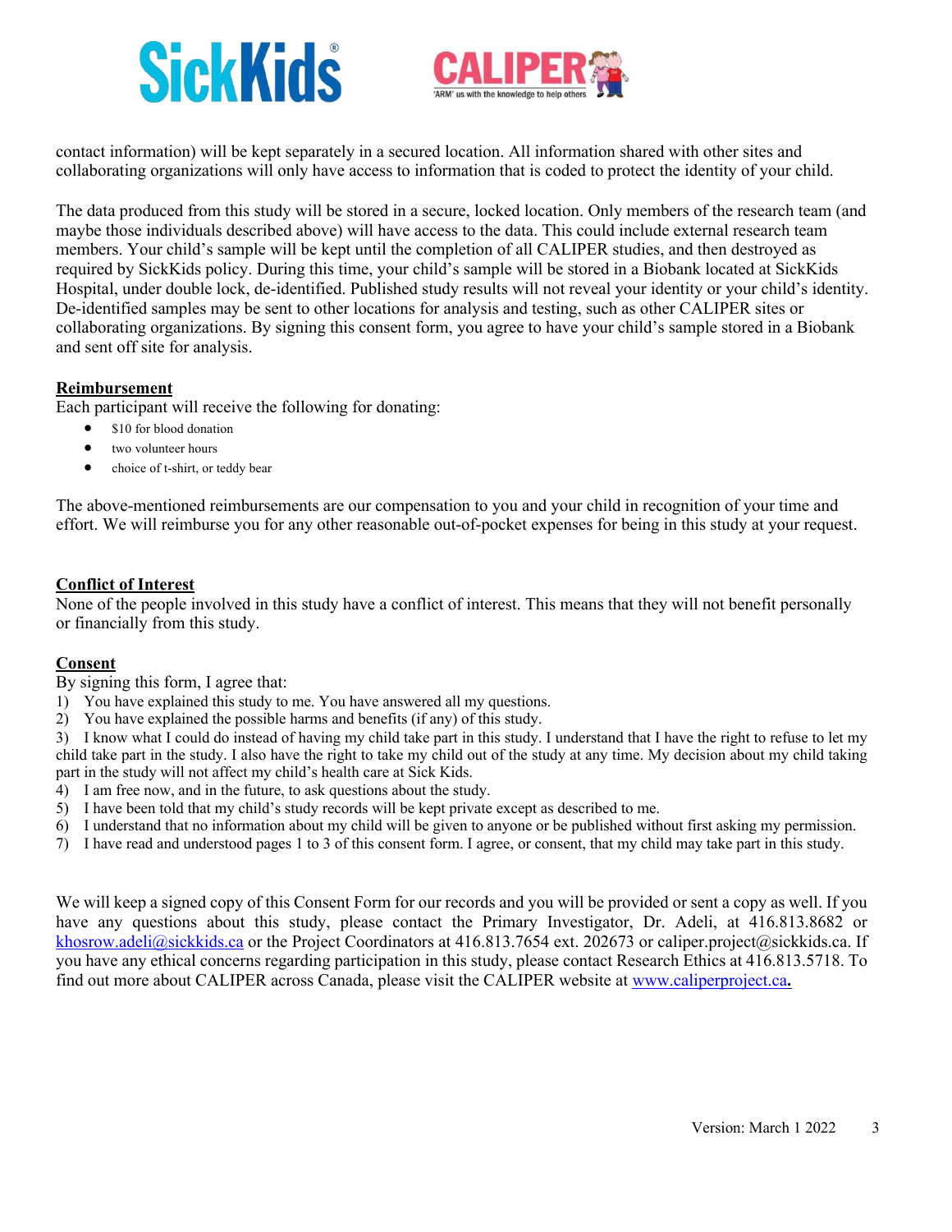contact information) will be kept separately in a secured location. All information shared with other sites and collaborating organizations will only have access to information that is coded to protect the identity of your child.

The data produced from this study will be stored in a secure, locked location. Only members of the research team (and maybe those individuals described above) will have access to the data. This could include external research team members. Your child's sample will be kept until the completion of all CALIPER studies, and then destroyed as required by SickKids policy. During this time, your child's sample will be stored in a Biobank located at SickKids Hospital, under double lock, de-identified. Published study results will not reveal your identity or your child's identity. De-identified samples may be sent to other locations for analysis and testing, such as other CALIPER sites or collaborating organizations. By signing this consent form, you agree to have your child's sample stored in a Biobank and sent off site for analysis.

## Reimbursement

Each participant will receive the following for donating:

- $10 for blood donation
- two volunteer hours
- choice of t-shirt, or teddy bear

The above-mentioned reimbursements are our compensation to you and your child in recognition of your time and effort. We will reimburse you for any other reasonable out-of-pocket expenses for being in this study at your request.

## Conflict of Interest

None of the people involved in this study have a conflict of interest. This means that they will not benefit personally or financially from this study.

## Consent

By signing this form, I agree that:

1) You have explained this study to me. You have answered all my questions.
2) You have explained the possible harms and benefits (if any) of this study.
3) I know what I could do instead of having my child take part in this study. I understand that I have the right to refuse to let my child take part in the study. I also have the right to take my child out of the study at any time. My decision about my child taking part in the study will not affect my child's health care at Sick Kids.
4) I am free now, and in the future, to ask questions about the study.
5) I have been told that my child's study records will be kept private except as described to me.
6) I understand that no information about my child will be given to anyone or be published without first asking my permission.
7) I have read and understood pages 1 to 3 of this consent form. I agree, or consent, that my child may take part in this study.

We will keep a signed copy of this Consent Form for our records and you will be provided or sent a copy as well. If you have any questions about this study, please contact the Primary Investigator, Dr. Adeli, at 416.813.8682 or khosrow.adeli@sickkids.ca or the Project Coordinators at 416.813.7654 ext. 202673 or caliper.project@sickkids.ca. If you have any ethical concerns regarding participation in this study, please contact Research Ethics at 416.813.5718. To find out more about CALIPER across Canada, please visit the CALIPER website at www.caliperproject.ca.

Version: March 1 2022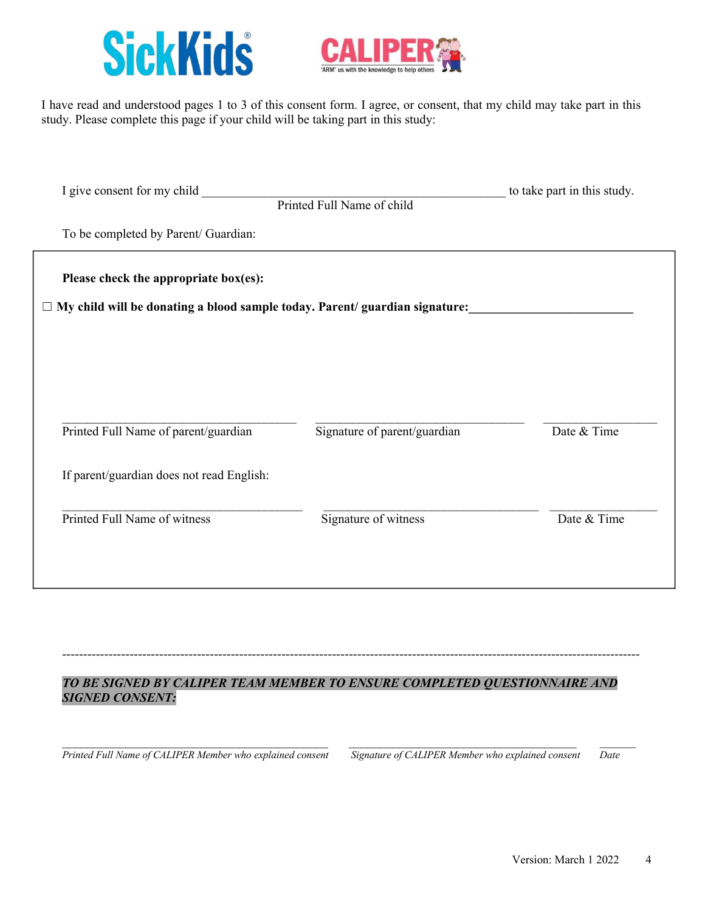I have read and understood pages 1 to 3 of this consent form. I agree, or consent, that my child may take part in this study. Please complete this page if your child will be taking part in this study:

I give consent for my child _______________________________________________ to take part in this study.
Printed Full Name of child

To be completed by Parent/ Guardian:

**Please check the appropriate box(es):**

☐ **My child will be donating a blood sample today. Parent/ guardian signature:_________________________**

| | | |
|---|---|---|
| ____________________________________ | ________________________________ | _________________ |
| Printed Full Name of parent/guardian | Signature of parent/guardian | Date & Time |

If parent/guardian does not read English:

| | | |
|---|---|---|
| ____________________________________ | ________________________________ | _________________ |
| Printed Full Name of witness | Signature of witness | Date & Time |

-----------------------------------------------------------------------------------------------------------------------------------

***TO BE SIGNED BY CALIPER TEAM MEMBER TO ENSURE COMPLETED QUESTIONNAIRE AND SIGNED CONSENT:***

| | | |
|---|---|---|
| ____________________________________________ | __________________________________________ | _______ |
| *Printed Full Name of CALIPER Member who explained consent* | *Signature of CALIPER Member who explained consent* | *Date* |

Version: March 1 2022